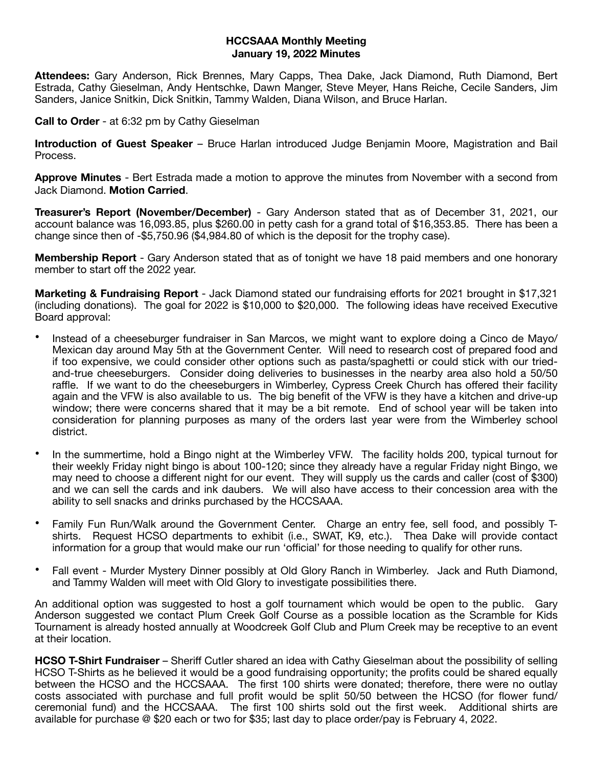**HCCSAAA Monthly Meeting**
**January 19, 2022 Minutes**

**Attendees:** Gary Anderson, Rick Brennes, Mary Capps, Thea Dake, Jack Diamond, Ruth Diamond, Bert Estrada, Cathy Gieselman, Andy Hentschke, Dawn Manger, Steve Meyer, Hans Reiche, Cecile Sanders, Jim Sanders, Janice Snitkin, Dick Snitkin, Tammy Walden, Diana Wilson, and Bruce Harlan.

**Call to Order** - at 6:32 pm by Cathy Gieselman

**Introduction of Guest Speaker** – Bruce Harlan introduced Judge Benjamin Moore, Magistration and Bail Process.

**Approve Minutes** - Bert Estrada made a motion to approve the minutes from November with a second from Jack Diamond. **Motion Carried**.

**Treasurer's Report (November/December)** - Gary Anderson stated that as of December 31, 2021, our account balance was 16,093.85, plus $260.00 in petty cash for a grand total of $16,353.85. There has been a change since then of -$5,750.96 ($4,984.80 of which is the deposit for the trophy case).

**Membership Report** - Gary Anderson stated that as of tonight we have 18 paid members and one honorary member to start off the 2022 year.

**Marketing & Fundraising Report** - Jack Diamond stated our fundraising efforts for 2021 brought in $17,321 (including donations). The goal for 2022 is $10,000 to $20,000. The following ideas have received Executive Board approval:

- Instead of a cheeseburger fundraiser in San Marcos, we might want to explore doing a Cinco de Mayo/ Mexican day around May 5th at the Government Center. Will need to research cost of prepared food and if too expensive, we could consider other options such as pasta/spaghetti or could stick with our tried-and-true cheeseburgers. Consider doing deliveries to businesses in the nearby area also hold a 50/50 raffle. If we want to do the cheeseburgers in Wimberley, Cypress Creek Church has offered their facility again and the VFW is also available to us. The big benefit of the VFW is they have a kitchen and drive-up window; there were concerns shared that it may be a bit remote. End of school year will be taken into consideration for planning purposes as many of the orders last year were from the Wimberley school district.

- In the summertime, hold a Bingo night at the Wimberley VFW. The facility holds 200, typical turnout for their weekly Friday night bingo is about 100-120; since they already have a regular Friday night Bingo, we may need to choose a different night for our event. They will supply us the cards and caller (cost of $300) and we can sell the cards and ink daubers. We will also have access to their concession area with the ability to sell snacks and drinks purchased by the HCCSAAA.

- Family Fun Run/Walk around the Government Center. Charge an entry fee, sell food, and possibly T-shirts. Request HCSO departments to exhibit (i.e., SWAT, K9, etc.). Thea Dake will provide contact information for a group that would make our run 'official' for those needing to qualify for other runs.

- Fall event - Murder Mystery Dinner possibly at Old Glory Ranch in Wimberley. Jack and Ruth Diamond, and Tammy Walden will meet with Old Glory to investigate possibilities there.

An additional option was suggested to host a golf tournament which would be open to the public. Gary Anderson suggested we contact Plum Creek Golf Course as a possible location as the Scramble for Kids Tournament is already hosted annually at Woodcreek Golf Club and Plum Creek may be receptive to an event at their location.

**HCSO T-Shirt Fundraiser** – Sheriff Cutler shared an idea with Cathy Gieselman about the possibility of selling HCSO T-Shirts as he believed it would be a good fundraising opportunity; the profits could be shared equally between the HCSO and the HCCSAAA. The first 100 shirts were donated; therefore, there were no outlay costs associated with purchase and full profit would be split 50/50 between the HCSO (for flower fund/ ceremonial fund) and the HCCSAAA. The first 100 shirts sold out the first week. Additional shirts are available for purchase @ $20 each or two for $35; last day to place order/pay is February 4, 2022.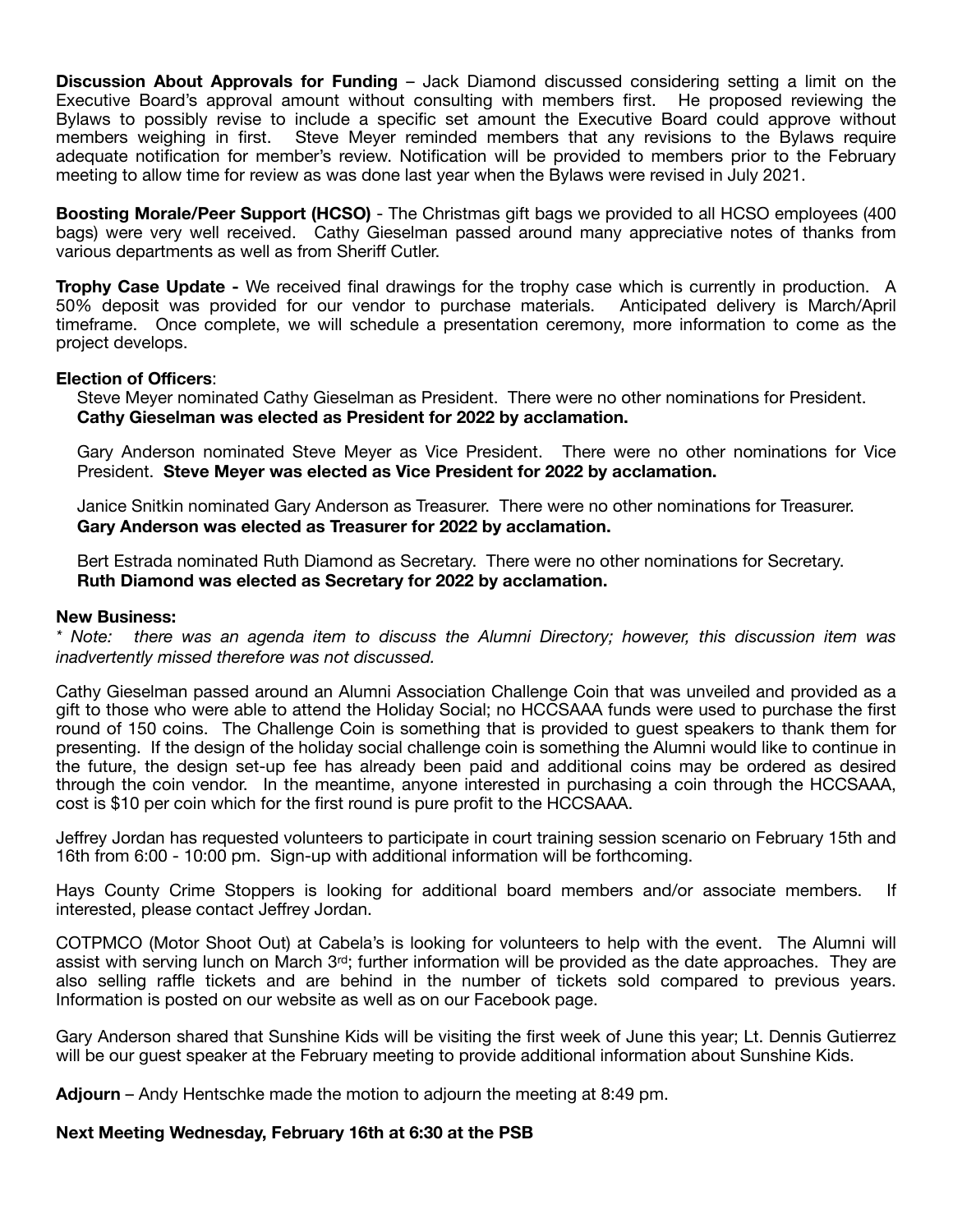**Discussion About Approvals for Funding** – Jack Diamond discussed considering setting a limit on the Executive Board's approval amount without consulting with members first. He proposed reviewing the Bylaws to possibly revise to include a specific set amount the Executive Board could approve without members weighing in first. Steve Meyer reminded members that any revisions to the Bylaws require adequate notification for member's review. Notification will be provided to members prior to the February meeting to allow time for review as was done last year when the Bylaws were revised in July 2021.

**Boosting Morale/Peer Support (HCSO)** - The Christmas gift bags we provided to all HCSO employees (400 bags) were very well received. Cathy Gieselman passed around many appreciative notes of thanks from various departments as well as from Sheriff Cutler.

**Trophy Case Update -** We received final drawings for the trophy case which is currently in production. A 50% deposit was provided for our vendor to purchase materials. Anticipated delivery is March/April timeframe. Once complete, we will schedule a presentation ceremony, more information to come as the project develops.

**Election of Officers**:

Steve Meyer nominated Cathy Gieselman as President. There were no other nominations for President. **Cathy Gieselman was elected as President for 2022 by acclamation.**

Gary Anderson nominated Steve Meyer as Vice President. There were no other nominations for Vice President. **Steve Meyer was elected as Vice President for 2022 by acclamation.**

Janice Snitkin nominated Gary Anderson as Treasurer. There were no other nominations for Treasurer. **Gary Anderson was elected as Treasurer for 2022 by acclamation.**

Bert Estrada nominated Ruth Diamond as Secretary. There were no other nominations for Secretary. **Ruth Diamond was elected as Secretary for 2022 by acclamation.**

**New Business:**

*\* Note: there was an agenda item to discuss the Alumni Directory; however, this discussion item was inadvertently missed therefore was not discussed.*

Cathy Gieselman passed around an Alumni Association Challenge Coin that was unveiled and provided as a gift to those who were able to attend the Holiday Social; no HCCSAAA funds were used to purchase the first round of 150 coins. The Challenge Coin is something that is provided to guest speakers to thank them for presenting. If the design of the holiday social challenge coin is something the Alumni would like to continue in the future, the design set-up fee has already been paid and additional coins may be ordered as desired through the coin vendor. In the meantime, anyone interested in purchasing a coin through the HCCSAAA, cost is $10 per coin which for the first round is pure profit to the HCCSAAA.

Jeffrey Jordan has requested volunteers to participate in court training session scenario on February 15th and 16th from 6:00 - 10:00 pm. Sign-up with additional information will be forthcoming.

Hays County Crime Stoppers is looking for additional board members and/or associate members. If interested, please contact Jeffrey Jordan.

COTPMCO (Motor Shoot Out) at Cabela's is looking for volunteers to help with the event. The Alumni will assist with serving lunch on March 3rd; further information will be provided as the date approaches. They are also selling raffle tickets and are behind in the number of tickets sold compared to previous years. Information is posted on our website as well as on our Facebook page.

Gary Anderson shared that Sunshine Kids will be visiting the first week of June this year; Lt. Dennis Gutierrez will be our guest speaker at the February meeting to provide additional information about Sunshine Kids.

**Adjourn** – Andy Hentschke made the motion to adjourn the meeting at 8:49 pm.

**Next Meeting Wednesday, February 16th at 6:30 at the PSB**